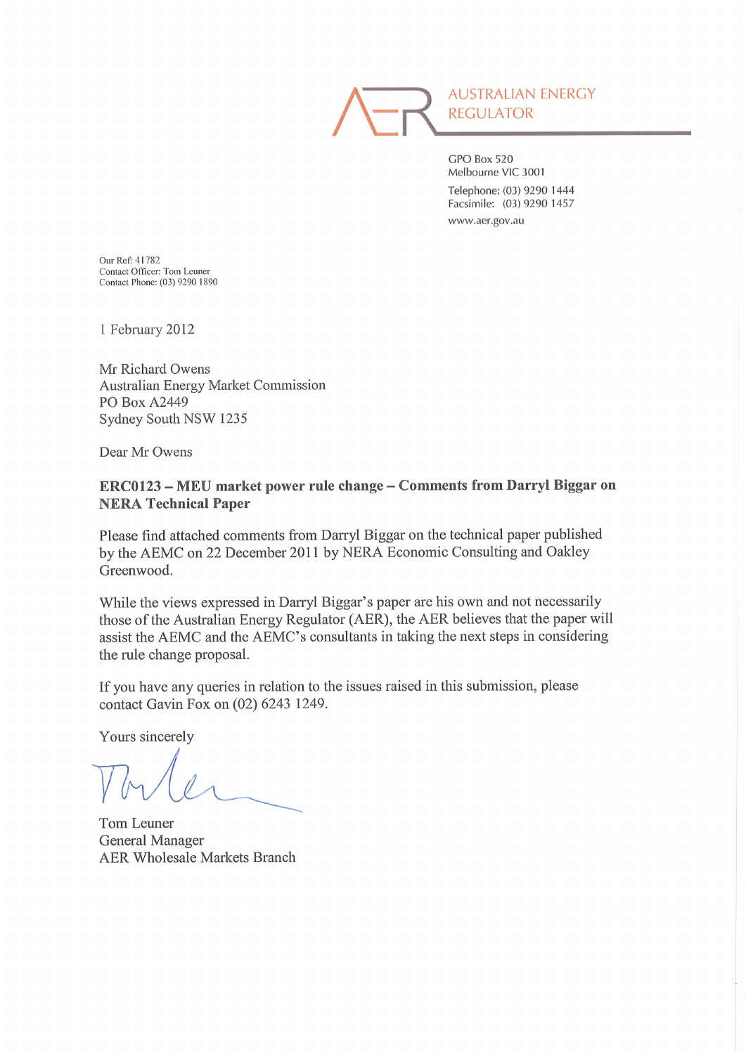AUSTRALIAN ENERGY REGULATOR

GPO Box 520
Melbourne VIC 3001

Telephone: (03) 9290 1444
Facsimile: (03) 9290 1457

www.aer.gov.au

Our Ref: 41782
Contact Officer: Tom Leuner
Contact Phone: (03) 9290 1890

1 February 2012

Mr Richard Owens
Australian Energy Market Commission
PO Box A2449
Sydney South NSW 1235

Dear Mr Owens

**ERC0123 – MEU market power rule change – Comments from Darryl Biggar on NERA Technical Paper**

Please find attached comments from Darryl Biggar on the technical paper published by the AEMC on 22 December 2011 by NERA Economic Consulting and Oakley Greenwood.

While the views expressed in Darryl Biggar's paper are his own and not necessarily those of the Australian Energy Regulator (AER), the AER believes that the paper will assist the AEMC and the AEMC's consultants in taking the next steps in considering the rule change proposal.

If you have any queries in relation to the issues raised in this submission, please contact Gavin Fox on (02) 6243 1249.

Yours sincerely

Tom Leuner
General Manager
AER Wholesale Markets Branch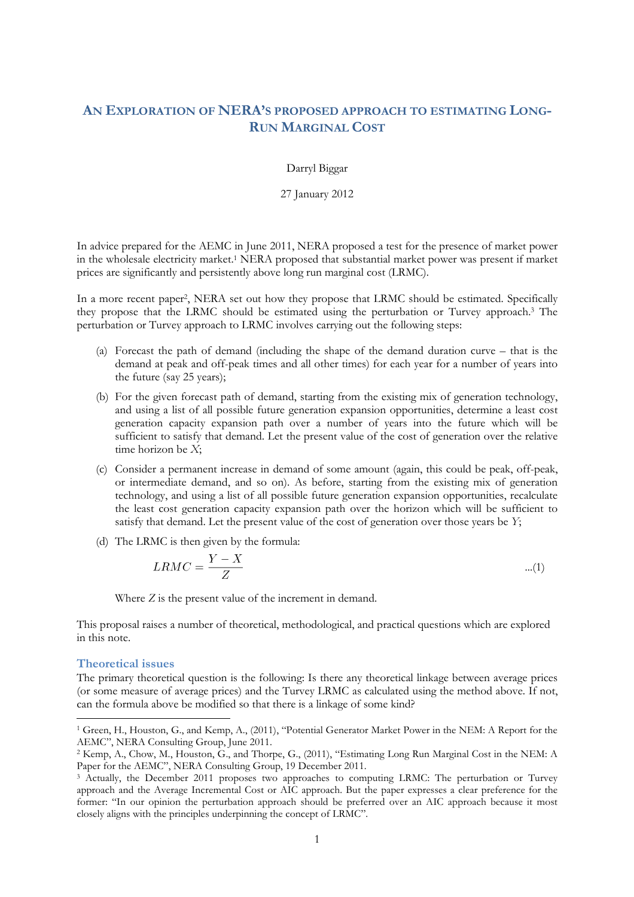# An Exploration of NERA's proposed approach to estimating Long-Run Marginal Cost

Darryl Biggar

27 January 2012

In advice prepared for the AEMC in June 2011, NERA proposed a test for the presence of market power in the wholesale electricity market.[1] NERA proposed that substantial market power was present if market prices are significantly and persistently above long run marginal cost (LRMC).

In a more recent paper[2], NERA set out how they propose that LRMC should be estimated. Specifically they propose that the LRMC should be estimated using the perturbation or Turvey approach.[3] The perturbation or Turvey approach to LRMC involves carrying out the following steps:

(a) Forecast the path of demand (including the shape of the demand duration curve – that is the demand at peak and off-peak times and all other times) for each year for a number of years into the future (say 25 years);

(b) For the given forecast path of demand, starting from the existing mix of generation technology, and using a list of all possible future generation expansion opportunities, determine a least cost generation capacity expansion path over a number of years into the future which will be sufficient to satisfy that demand. Let the present value of the cost of generation over the relative time horizon be $X$;

(c) Consider a permanent increase in demand of some amount (again, this could be peak, off-peak, or intermediate demand, and so on). As before, starting from the existing mix of generation technology, and using a list of all possible future generation expansion opportunities, recalculate the least cost generation capacity expansion path over the horizon which will be sufficient to satisfy that demand. Let the present value of the cost of generation over those years be $Y$;

(d) The LRMC is then given by the formula:

$$LRMC = \frac{Y - X}{Z} \qquad ...(1)$$

Where $Z$ is the present value of the increment in demand.

This proposal raises a number of theoretical, methodological, and practical questions which are explored in this note.

## Theoretical issues

The primary theoretical question is the following: Is there any theoretical linkage between average prices (or some measure of average prices) and the Turvey LRMC as calculated using the method above. If not, can the formula above be modified so that there is a linkage of some kind?

[1] Green, H., Houston, G., and Kemp, A., (2011), "Potential Generator Market Power in the NEM: A Report for the AEMC", NERA Consulting Group, June 2011.

[2] Kemp, A., Chow, M., Houston, G., and Thorpe, G., (2011), "Estimating Long Run Marginal Cost in the NEM: A Paper for the AEMC", NERA Consulting Group, 19 December 2011.

[3] Actually, the December 2011 proposes two approaches to computing LRMC: The perturbation or Turvey approach and the Average Incremental Cost or AIC approach. But the paper expresses a clear preference for the former: "In our opinion the perturbation approach should be preferred over an AIC approach because it most closely aligns with the principles underpinning the concept of LRMC".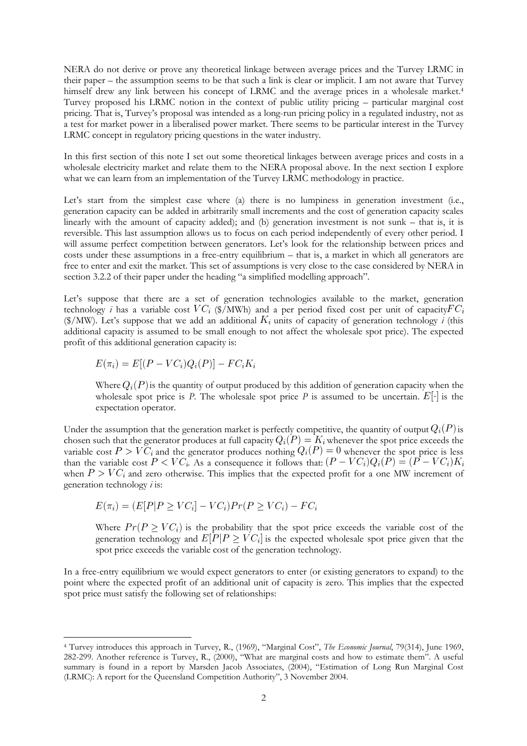NERA do not derive or prove any theoretical linkage between average prices and the Turvey LRMC in their paper – the assumption seems to be that such a link is clear or implicit. I am not aware that Turvey himself drew any link between his concept of LRMC and the average prices in a wholesale market.[4] Turvey proposed his LRMC notion in the context of public utility pricing – particular marginal cost pricing. That is, Turvey's proposal was intended as a long-run pricing policy in a regulated industry, not as a test for market power in a liberalised power market. There seems to be particular interest in the Turvey LRMC concept in regulatory pricing questions in the water industry.

In this first section of this note I set out some theoretical linkages between average prices and costs in a wholesale electricity market and relate them to the NERA proposal above. In the next section I explore what we can learn from an implementation of the Turvey LRMC methodology in practice.

Let's start from the simplest case where (a) there is no lumpiness in generation investment (i.e., generation capacity can be added in arbitrarily small increments and the cost of generation capacity scales linearly with the amount of capacity added); and (b) generation investment is not sunk – that is, it is reversible. This last assumption allows us to focus on each period independently of every other period. I will assume perfect competition between generators. Let's look for the relationship between prices and costs under these assumptions in a free-entry equilibrium – that is, a market in which all generators are free to enter and exit the market. This set of assumptions is very close to the case considered by NERA in section 3.2.2 of their paper under the heading "a simplified modelling approach".

Let's suppose that there are a set of generation technologies available to the market, generation technology *i* has a variable cost $VC_i$ (\$/MWh) and a per period fixed cost per unit of capacity $FC_i$ (\$/MW). Let's suppose that we add an additional $K_i$ units of capacity of generation technology *i* (this additional capacity is assumed to be small enough to not affect the wholesale spot price). The expected profit of this additional generation capacity is:

$$E(\pi_i) = E[(P - VC_i)Q_i(P)] - FC_iK_i$$

> Where $Q_i(P)$ is the quantity of output produced by this addition of generation capacity when the wholesale spot price is *P*. The wholesale spot price *P* is assumed to be uncertain. $E[\cdot]$ is the expectation operator.

Under the assumption that the generation market is perfectly competitive, the quantity of output $Q_i(P)$ is chosen such that the generator produces at full capacity $Q_i(P) = K_i$ whenever the spot price exceeds the variable cost $P > VC_i$ and the generator produces nothing $Q_i(P) = 0$ whenever the spot price is less than the variable cost $P < VC_i$. As a consequence it follows that: $(P - VC_i)Q_i(P) = (P - VC_i)K_i$ when $P > VC_i$ and zero otherwise. This implies that the expected profit for a one MW increment of generation technology *i* is:

$$E(\pi_i) = (E[P|P \geq VC_i] - VC_i)Pr(P \geq VC_i) - FC_i$$

> Where $Pr(P \geq VC_i)$ is the probability that the spot price exceeds the variable cost of the generation technology and $E[P|P \geq VC_i]$ is the expected wholesale spot price given that the spot price exceeds the variable cost of the generation technology.

In a free-entry equilibrium we would expect generators to enter (or existing generators to expand) to the point where the expected profit of an additional unit of capacity is zero. This implies that the expected spot price must satisfy the following set of relationships:

---

[4] Turvey introduces this approach in Turvey, R., (1969), "Marginal Cost", *The Economic Journal*, 79(314), June 1969, 282-299. Another reference is Turvey, R., (2000), "What are marginal costs and how to estimate them". A useful summary is found in a report by Marsden Jacob Associates, (2004), "Estimation of Long Run Marginal Cost (LRMC): A report for the Queensland Competition Authority", 3 November 2004.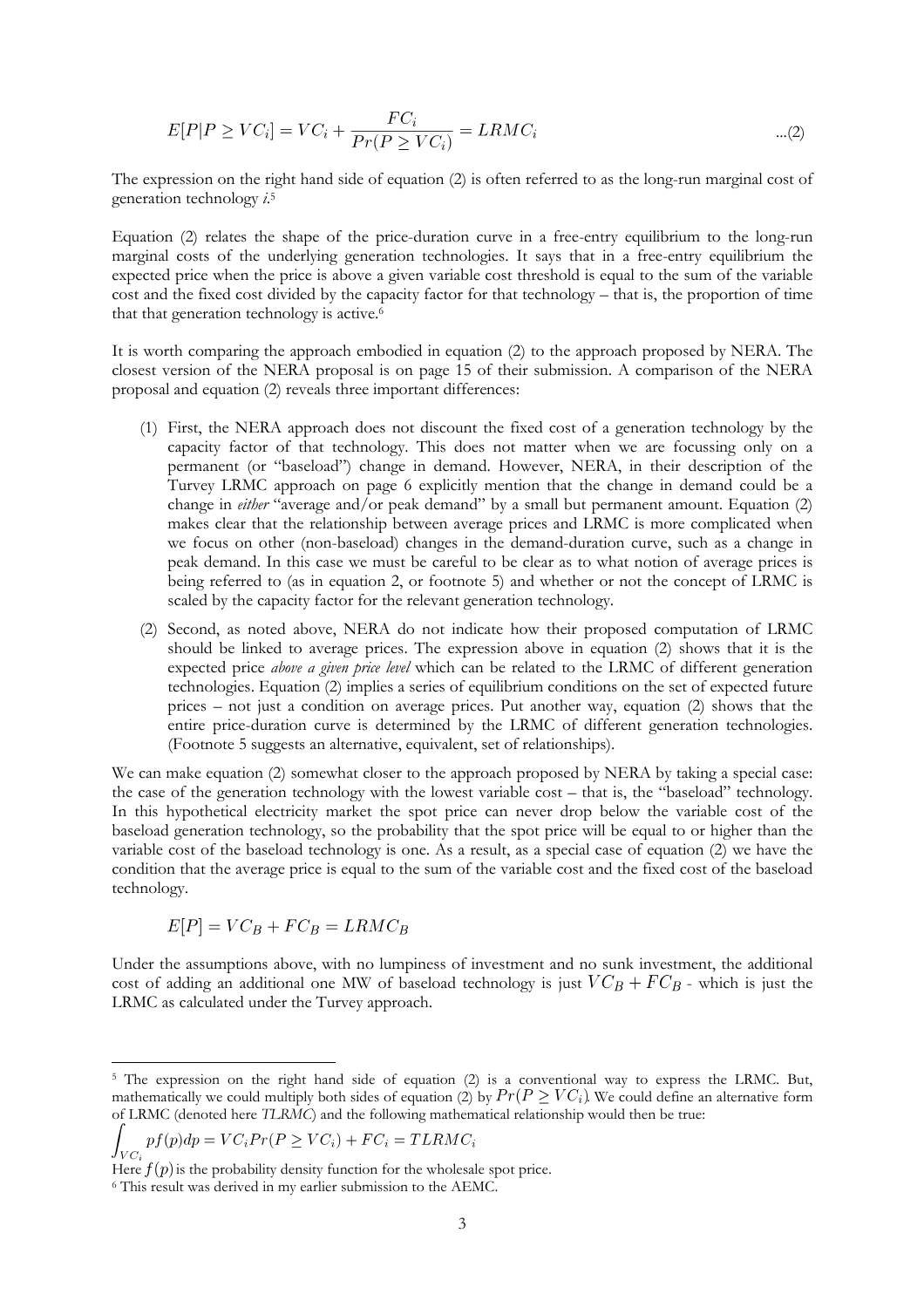$$E[P|P \geq VC_i] = VC_i + \frac{FC_i}{Pr(P \geq VC_i)} = LRMC_i \quad \text{...(2)}$$

The expression on the right hand side of equation (2) is often referred to as the long-run marginal cost of generation technology *i*.[5]

Equation (2) relates the shape of the price-duration curve in a free-entry equilibrium to the long-run marginal costs of the underlying generation technologies. It says that in a free-entry equilibrium the expected price when the price is above a given variable cost threshold is equal to the sum of the variable cost and the fixed cost divided by the capacity factor for that technology – that is, the proportion of time that that generation technology is active.[6]

It is worth comparing the approach embodied in equation (2) to the approach proposed by NERA. The closest version of the NERA proposal is on page 15 of their submission. A comparison of the NERA proposal and equation (2) reveals three important differences:

(1) First, the NERA approach does not discount the fixed cost of a generation technology by the capacity factor of that technology. This does not matter when we are focussing only on a permanent (or "baseload") change in demand. However, NERA, in their description of the Turvey LRMC approach on page 6 explicitly mention that the change in demand could be a change in *either* "average and/or peak demand" by a small but permanent amount. Equation (2) makes clear that the relationship between average prices and LRMC is more complicated when we focus on other (non-baseload) changes in the demand-duration curve, such as a change in peak demand. In this case we must be careful to be clear as to what notion of average prices is being referred to (as in equation 2, or footnote 5) and whether or not the concept of LRMC is scaled by the capacity factor for the relevant generation technology.

(2) Second, as noted above, NERA do not indicate how their proposed computation of LRMC should be linked to average prices. The expression above in equation (2) shows that it is the expected price *above a given price level* which can be related to the LRMC of different generation technologies. Equation (2) implies a series of equilibrium conditions on the set of expected future prices – not just a condition on average prices. Put another way, equation (2) shows that the entire price-duration curve is determined by the LRMC of different generation technologies. (Footnote 5 suggests an alternative, equivalent, set of relationships).

We can make equation (2) somewhat closer to the approach proposed by NERA by taking a special case: the case of the generation technology with the lowest variable cost – that is, the "baseload" technology. In this hypothetical electricity market the spot price can never drop below the variable cost of the baseload generation technology, so the probability that the spot price will be equal to or higher than the variable cost of the baseload technology is one. As a result, as a special case of equation (2) we have the condition that the average price is equal to the sum of the variable cost and the fixed cost of the baseload technology.

$$E[P] = VC_B + FC_B = LRMC_B$$

Under the assumptions above, with no lumpiness of investment and no sunk investment, the additional cost of adding an additional one MW of baseload technology is just $VC_B + FC_B$ - which is just the LRMC as calculated under the Turvey approach.

---

[5] The expression on the right hand side of equation (2) is a conventional way to express the LRMC. But, mathematically we could multiply both sides of equation (2) by $Pr(P \geq VC_i)$. We could define an alternative form of LRMC (denoted here *TLRMC*) and the following mathematical relationship would then be true:

$$\int_{VC_i} pf(p)dp = VC_i Pr(P \geq VC_i) + FC_i = TLRMC_i$$

Here $f(p)$ is the probability density function for the wholesale spot price.

[6] This result was derived in my earlier submission to the AEMC.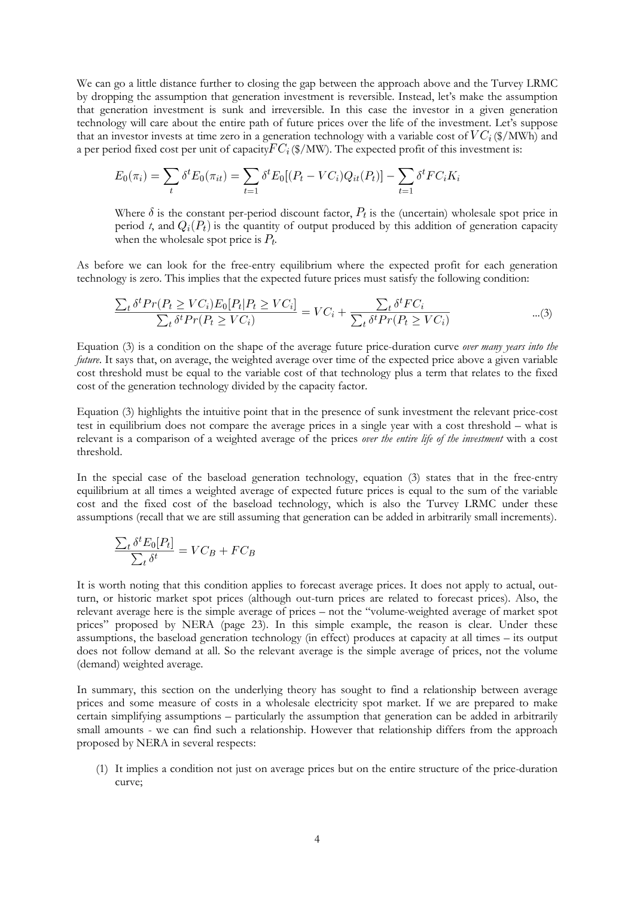We can go a little distance further to closing the gap between the approach above and the Turvey LRMC by dropping the assumption that generation investment is reversible. Instead, let's make the assumption that generation investment is sunk and irreversible. In this case the investor in a given generation technology will care about the entire path of future prices over the life of the investment. Let's suppose that an investor invests at time zero in a generation technology with a variable cost of $VC_i$ (\$/MWh) and a per period fixed cost per unit of capacity $FC_i$ (\$/MW). The expected profit of this investment is:

$$E_0(\pi_i) = \sum_t \delta^t E_0(\pi_{it}) = \sum_{t=1} \delta^t E_0[(P_t - VC_i)Q_{it}(P_t)] - \sum_{t=1} \delta^t FC_i K_i$$

> Where $\delta$ is the constant per-period discount factor, $P_t$ is the (uncertain) wholesale spot price in period *t*, and $Q_i(P_t)$ is the quantity of output produced by this addition of generation capacity when the wholesale spot price is $P_t$.

As before we can look for the free-entry equilibrium where the expected profit for each generation technology is zero. This implies that the expected future prices must satisfy the following condition:

$$\frac{\sum_t \delta^t Pr(P_t \geq VC_i) E_0[P_t | P_t \geq VC_i]}{\sum_t \delta^t Pr(P_t \geq VC_i)} = VC_i + \frac{\sum_t \delta^t FC_i}{\sum_t \delta^t Pr(P_t \geq VC_i)} \qquad ...(3)$$

Equation (3) is a condition on the shape of the average future price-duration curve *over many years into the future*. It says that, on average, the weighted average over time of the expected price above a given variable cost threshold must be equal to the variable cost of that technology plus a term that relates to the fixed cost of the generation technology divided by the capacity factor.

Equation (3) highlights the intuitive point that in the presence of sunk investment the relevant price-cost test in equilibrium does not compare the average prices in a single year with a cost threshold – what is relevant is a comparison of a weighted average of the prices *over the entire life of the investment* with a cost threshold.

In the special case of the baseload generation technology, equation (3) states that in the free-entry equilibrium at all times a weighted average of expected future prices is equal to the sum of the variable cost and the fixed cost of the baseload technology, which is also the Turvey LRMC under these assumptions (recall that we are still assuming that generation can be added in arbitrarily small increments).

$$\frac{\sum_t \delta^t E_0[P_t]}{\sum_t \delta^t} = VC_B + FC_B$$

It is worth noting that this condition applies to forecast average prices. It does not apply to actual, out-turn, or historic market spot prices (although out-turn prices are related to forecast prices). Also, the relevant average here is the simple average of prices – not the "volume-weighted average of market spot prices" proposed by NERA (page 23). In this simple example, the reason is clear. Under these assumptions, the baseload generation technology (in effect) produces at capacity at all times – its output does not follow demand at all. So the relevant average is the simple average of prices, not the volume (demand) weighted average.

In summary, this section on the underlying theory has sought to find a relationship between average prices and some measure of costs in a wholesale electricity spot market. If we are prepared to make certain simplifying assumptions – particularly the assumption that generation can be added in arbitrarily small amounts - we can find such a relationship. However that relationship differs from the approach proposed by NERA in several respects:

(1) It implies a condition not just on average prices but on the entire structure of the price-duration curve;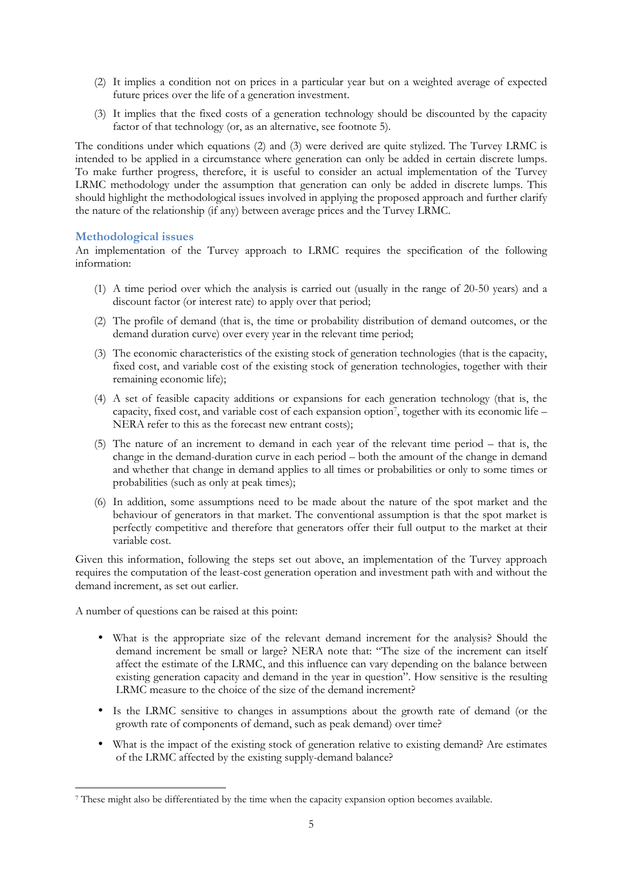(2) It implies a condition not on prices in a particular year but on a weighted average of expected future prices over the life of a generation investment.

(3) It implies that the fixed costs of a generation technology should be discounted by the capacity factor of that technology (or, as an alternative, see footnote 5).

The conditions under which equations (2) and (3) were derived are quite stylized. The Turvey LRMC is intended to be applied in a circumstance where generation can only be added in certain discrete lumps. To make further progress, therefore, it is useful to consider an actual implementation of the Turvey LRMC methodology under the assumption that generation can only be added in discrete lumps. This should highlight the methodological issues involved in applying the proposed approach and further clarify the nature of the relationship (if any) between average prices and the Turvey LRMC.

### Methodological issues

An implementation of the Turvey approach to LRMC requires the specification of the following information:

(1) A time period over which the analysis is carried out (usually in the range of 20-50 years) and a discount factor (or interest rate) to apply over that period;

(2) The profile of demand (that is, the time or probability distribution of demand outcomes, or the demand duration curve) over every year in the relevant time period;

(3) The economic characteristics of the existing stock of generation technologies (that is the capacity, fixed cost, and variable cost of the existing stock of generation technologies, together with their remaining economic life);

(4) A set of feasible capacity additions or expansions for each generation technology (that is, the capacity, fixed cost, and variable cost of each expansion option[7], together with its economic life – NERA refer to this as the forecast new entrant costs);

(5) The nature of an increment to demand in each year of the relevant time period – that is, the change in the demand-duration curve in each period – both the amount of the change in demand and whether that change in demand applies to all times or probabilities or only to some times or probabilities (such as only at peak times);

(6) In addition, some assumptions need to be made about the nature of the spot market and the behaviour of generators in that market. The conventional assumption is that the spot market is perfectly competitive and therefore that generators offer their full output to the market at their variable cost.

Given this information, following the steps set out above, an implementation of the Turvey approach requires the computation of the least-cost generation operation and investment path with and without the demand increment, as set out earlier.

A number of questions can be raised at this point:

- What is the appropriate size of the relevant demand increment for the analysis? Should the demand increment be small or large? NERA note that: "The size of the increment can itself affect the estimate of the LRMC, and this influence can vary depending on the balance between existing generation capacity and demand in the year in question". How sensitive is the resulting LRMC measure to the choice of the size of the demand increment?
- Is the LRMC sensitive to changes in assumptions about the growth rate of demand (or the growth rate of components of demand, such as peak demand) over time?
- What is the impact of the existing stock of generation relative to existing demand? Are estimates of the LRMC affected by the existing supply-demand balance?

---

[7] These might also be differentiated by the time when the capacity expansion option becomes available.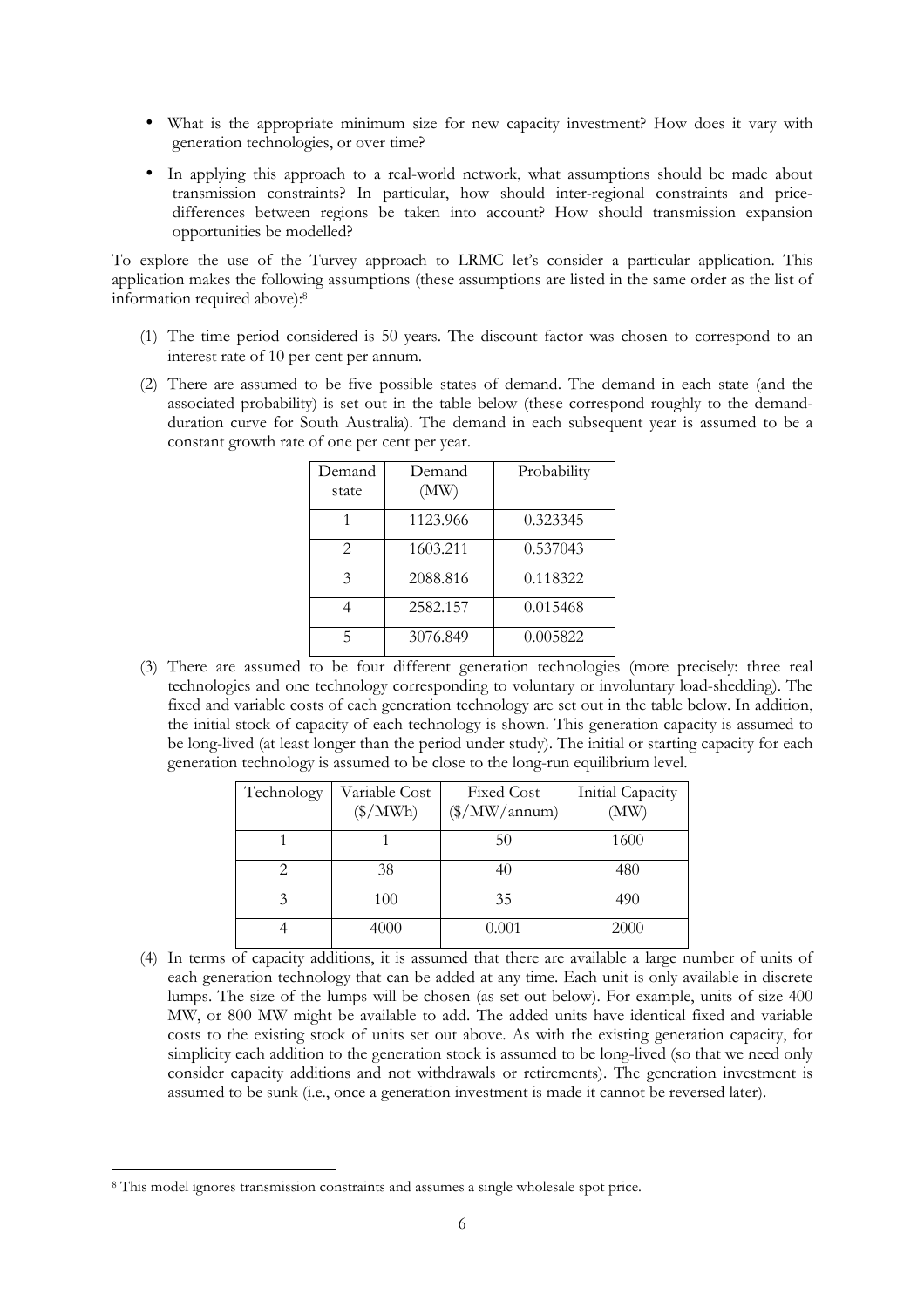- What is the appropriate minimum size for new capacity investment? How does it vary with generation technologies, or over time?
- In applying this approach to a real-world network, what assumptions should be made about transmission constraints? In particular, how should inter-regional constraints and price-differences between regions be taken into account? How should transmission expansion opportunities be modelled?

To explore the use of the Turvey approach to LRMC let's consider a particular application. This application makes the following assumptions (these assumptions are listed in the same order as the list of information required above):[8]

(1) The time period considered is 50 years. The discount factor was chosen to correspond to an interest rate of 10 per cent per annum.

(2) There are assumed to be five possible states of demand. The demand in each state (and the associated probability) is set out in the table below (these correspond roughly to the demand-duration curve for South Australia). The demand in each subsequent year is assumed to be a constant growth rate of one per cent per year.

| Demand state | Demand (MW) | Probability |
|---|---|---|
| 1 | 1123.966 | 0.323345 |
| 2 | 1603.211 | 0.537043 |
| 3 | 2088.816 | 0.118322 |
| 4 | 2582.157 | 0.015468 |
| 5 | 3076.849 | 0.005822 |

(3) There are assumed to be four different generation technologies (more precisely: three real technologies and one technology corresponding to voluntary or involuntary load-shedding). The fixed and variable costs of each generation technology are set out in the table below. In addition, the initial stock of capacity of each technology is shown. This generation capacity is assumed to be long-lived (at least longer than the period under study). The initial or starting capacity for each generation technology is assumed to be close to the long-run equilibrium level.

| Technology | Variable Cost ($/MWh) | Fixed Cost ($/MW/annum) | Initial Capacity (MW) |
|---|---|---|---|
| 1 | 1 | 50 | 1600 |
| 2 | 38 | 40 | 480 |
| 3 | 100 | 35 | 490 |
| 4 | 4000 | 0.001 | 2000 |

(4) In terms of capacity additions, it is assumed that there are available a large number of units of each generation technology that can be added at any time. Each unit is only available in discrete lumps. The size of the lumps will be chosen (as set out below). For example, units of size 400 MW, or 800 MW might be available to add. The added units have identical fixed and variable costs to the existing stock of units set out above. As with the existing generation capacity, for simplicity each addition to the generation stock is assumed to be long-lived (so that we need only consider capacity additions and not withdrawals or retirements). The generation investment is assumed to be sunk (i.e., once a generation investment is made it cannot be reversed later).

[8] This model ignores transmission constraints and assumes a single wholesale spot price.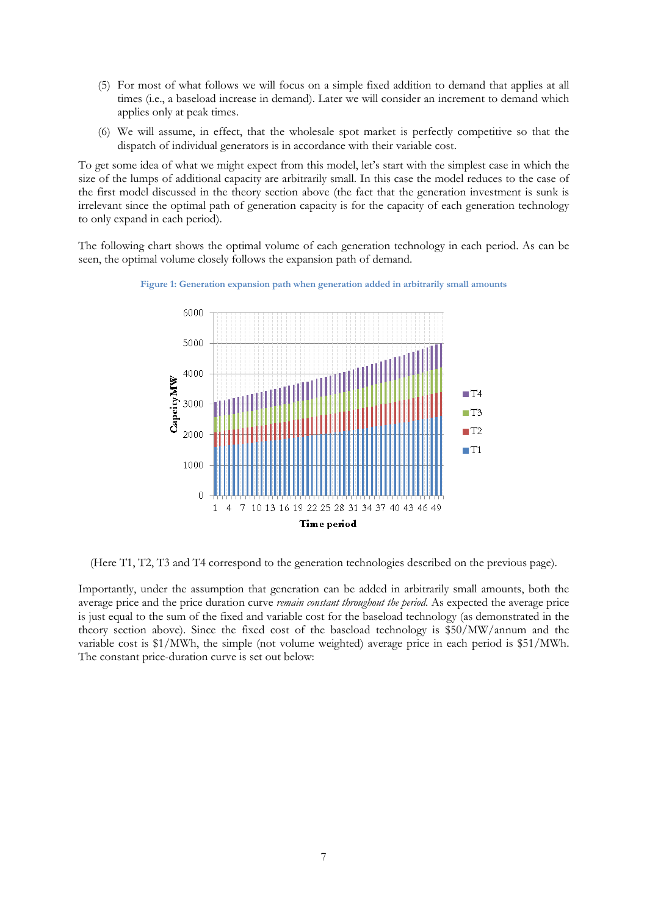(5) For most of what follows we will focus on a simple fixed addition to demand that applies at all times (i.e., a baseload increase in demand). Later we will consider an increment to demand which applies only at peak times.

(6) We will assume, in effect, that the wholesale spot market is perfectly competitive so that the dispatch of individual generators is in accordance with their variable cost.

To get some idea of what we might expect from this model, let's start with the simplest case in which the size of the lumps of additional capacity are arbitrarily small. In this case the model reduces to the case of the first model discussed in the theory section above (the fact that the generation investment is sunk is irrelevant since the optimal path of generation capacity is for the capacity of each generation technology to only expand in each period).

The following chart shows the optimal volume of each generation technology in each period. As can be seen, the optimal volume closely follows the expansion path of demand.

**Figure 1: Generation expansion path when generation added in arbitrarily small amounts**

(Here T1, T2, T3 and T4 correspond to the generation technologies described on the previous page).

Importantly, under the assumption that generation can be added in arbitrarily small amounts, both the average price and the price duration curve *remain constant throughout the period.* As expected the average price is just equal to the sum of the fixed and variable cost for the baseload technology (as demonstrated in the theory section above). Since the fixed cost of the baseload technology is \$50/MW/annum and the variable cost is \$1/MWh, the simple (not volume weighted) average price in each period is \$51/MWh. The constant price-duration curve is set out below: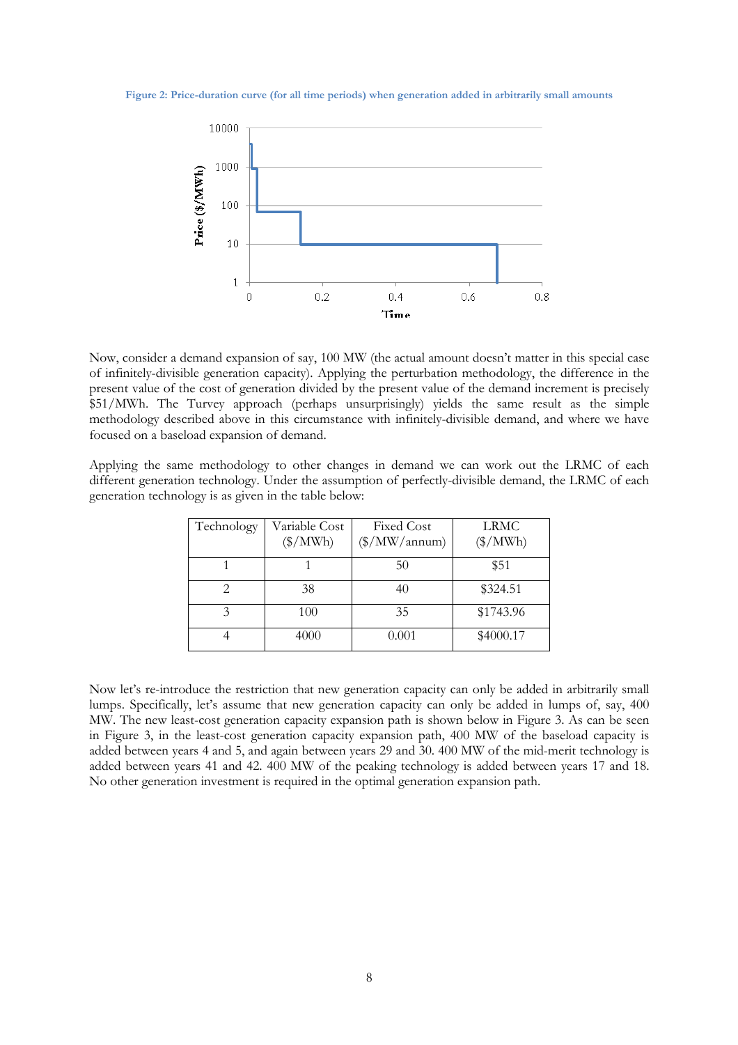Figure 2: Price-duration curve (for all time periods) when generation added in arbitrarily small amounts

Now, consider a demand expansion of say, 100 MW (the actual amount doesn't matter in this special case of infinitely-divisible generation capacity). Applying the perturbation methodology, the difference in the present value of the cost of generation divided by the present value of the demand increment is precisely $51/MWh. The Turvey approach (perhaps unsurprisingly) yields the same result as the simple methodology described above in this circumstance with infinitely-divisible demand, and where we have focused on a baseload expansion of demand.

Applying the same methodology to other changes in demand we can work out the LRMC of each different generation technology. Under the assumption of perfectly-divisible demand, the LRMC of each generation technology is as given in the table below:

| Technology | Variable Cost ($/MWh) | Fixed Cost ($/MW/annum) | LRMC ($/MWh) |
|---|---|---|---|
| 1 | 1 | 50 | $51 |
| 2 | 38 | 40 | $324.51 |
| 3 | 100 | 35 | $1743.96 |
| 4 | 4000 | 0.001 | $4000.17 |

Now let's re-introduce the restriction that new generation capacity can only be added in arbitrarily small lumps. Specifically, let's assume that new generation capacity can only be added in lumps of, say, 400 MW. The new least-cost generation capacity expansion path is shown below in Figure 3. As can be seen in Figure 3, in the least-cost generation capacity expansion path, 400 MW of the baseload capacity is added between years 4 and 5, and again between years 29 and 30. 400 MW of the mid-merit technology is added between years 41 and 42. 400 MW of the peaking technology is added between years 17 and 18. No other generation investment is required in the optimal generation expansion path.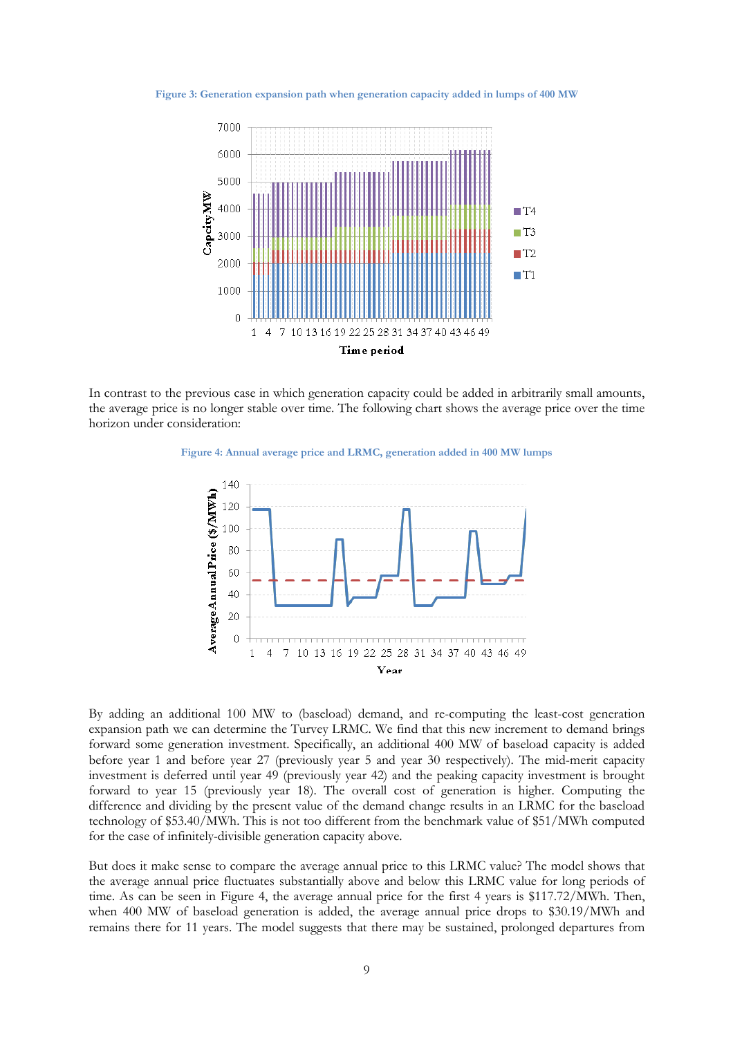**Figure 3: Generation expansion path when generation capacity added in lumps of 400 MW**

In contrast to the previous case in which generation capacity could be added in arbitrarily small amounts, the average price is no longer stable over time. The following chart shows the average price over the time horizon under consideration:

**Figure 4: Annual average price and LRMC, generation added in 400 MW lumps**

By adding an additional 100 MW to (baseload) demand, and re-computing the least-cost generation expansion path we can determine the Turvey LRMC. We find that this new increment to demand brings forward some generation investment. Specifically, an additional 400 MW of baseload capacity is added before year 1 and before year 27 (previously year 5 and year 30 respectively). The mid-merit capacity investment is deferred until year 49 (previously year 42) and the peaking capacity investment is brought forward to year 15 (previously year 18). The overall cost of generation is higher. Computing the difference and dividing by the present value of the demand change results in an LRMC for the baseload technology of \$53.40/MWh. This is not too different from the benchmark value of \$51/MWh computed for the case of infinitely-divisible generation capacity above.

But does it make sense to compare the average annual price to this LRMC value? The model shows that the average annual price fluctuates substantially above and below this LRMC value for long periods of time. As can be seen in Figure 4, the average annual price for the first 4 years is \$117.72/MWh. Then, when 400 MW of baseload generation is added, the average annual price drops to \$30.19/MWh and remains there for 11 years. The model suggests that there may be sustained, prolonged departures from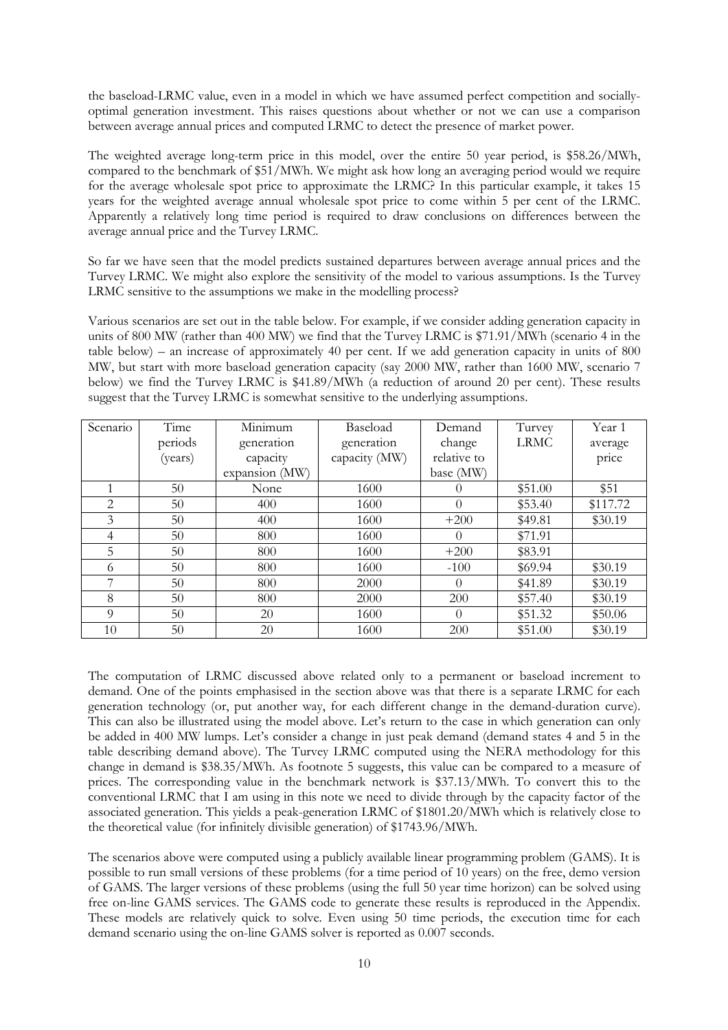the baseload-LRMC value, even in a model in which we have assumed perfect competition and socially-optimal generation investment. This raises questions about whether or not we can use a comparison between average annual prices and computed LRMC to detect the presence of market power.

The weighted average long-term price in this model, over the entire 50 year period, is $58.26/MWh, compared to the benchmark of $51/MWh. We might ask how long an averaging period would we require for the average wholesale spot price to approximate the LRMC? In this particular example, it takes 15 years for the weighted average annual wholesale spot price to come within 5 per cent of the LRMC. Apparently a relatively long time period is required to draw conclusions on differences between the average annual price and the Turvey LRMC.

So far we have seen that the model predicts sustained departures between average annual prices and the Turvey LRMC. We might also explore the sensitivity of the model to various assumptions. Is the Turvey LRMC sensitive to the assumptions we make in the modelling process?

Various scenarios are set out in the table below. For example, if we consider adding generation capacity in units of 800 MW (rather than 400 MW) we find that the Turvey LRMC is $71.91/MWh (scenario 4 in the table below) – an increase of approximately 40 per cent. If we add generation capacity in units of 800 MW, but start with more baseload generation capacity (say 2000 MW, rather than 1600 MW, scenario 7 below) we find the Turvey LRMC is $41.89/MWh (a reduction of around 20 per cent). These results suggest that the Turvey LRMC is somewhat sensitive to the underlying assumptions.

| Scenario | Time periods (years) | Minimum generation capacity expansion (MW) | Baseload generation capacity (MW) | Demand change relative to base (MW) | Turvey LRMC | Year 1 average price |
|---|---|---|---|---|---|---|
| 1 | 50 | None | 1600 | 0 | $51.00 | $51 |
| 2 | 50 | 400 | 1600 | 0 | $53.40 | $117.72 |
| 3 | 50 | 400 | 1600 | +200 | $49.81 | $30.19 |
| 4 | 50 | 800 | 1600 | 0 | $71.91 | |
| 5 | 50 | 800 | 1600 | +200 | $83.91 | |
| 6 | 50 | 800 | 1600 | -100 | $69.94 | $30.19 |
| 7 | 50 | 800 | 2000 | 0 | $41.89 | $30.19 |
| 8 | 50 | 800 | 2000 | 200 | $57.40 | $30.19 |
| 9 | 50 | 20 | 1600 | 0 | $51.32 | $50.06 |
| 10 | 50 | 20 | 1600 | 200 | $51.00 | $30.19 |

The computation of LRMC discussed above related only to a permanent or baseload increment to demand. One of the points emphasised in the section above was that there is a separate LRMC for each generation technology (or, put another way, for each different change in the demand-duration curve). This can also be illustrated using the model above. Let's return to the case in which generation can only be added in 400 MW lumps. Let's consider a change in just peak demand (demand states 4 and 5 in the table describing demand above). The Turvey LRMC computed using the NERA methodology for this change in demand is $38.35/MWh. As footnote 5 suggests, this value can be compared to a measure of prices. The corresponding value in the benchmark network is $37.13/MWh. To convert this to the conventional LRMC that I am using in this note we need to divide through by the capacity factor of the associated generation. This yields a peak-generation LRMC of $1801.20/MWh which is relatively close to the theoretical value (for infinitely divisible generation) of $1743.96/MWh.

The scenarios above were computed using a publicly available linear programming problem (GAMS). It is possible to run small versions of these problems (for a time period of 10 years) on the free, demo version of GAMS. The larger versions of these problems (using the full 50 year time horizon) can be solved using free on-line GAMS services. The GAMS code to generate these results is reproduced in the Appendix. These models are relatively quick to solve. Even using 50 time periods, the execution time for each demand scenario using the on-line GAMS solver is reported as 0.007 seconds.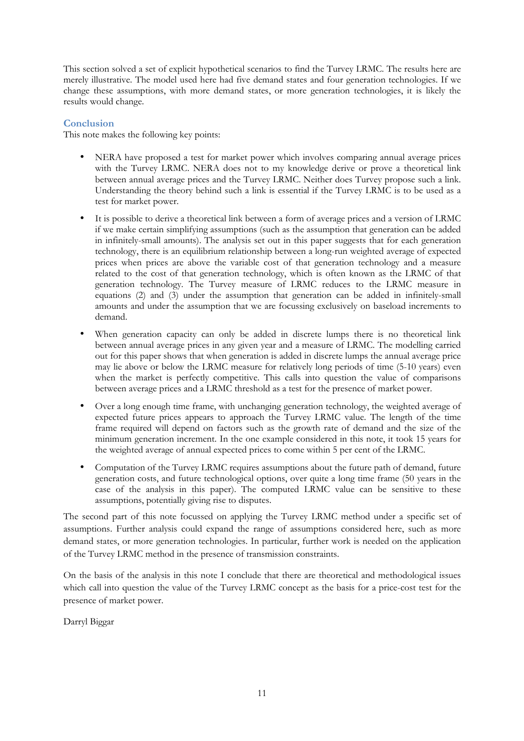This section solved a set of explicit hypothetical scenarios to find the Turvey LRMC. The results here are merely illustrative. The model used here had five demand states and four generation technologies. If we change these assumptions, with more demand states, or more generation technologies, it is likely the results would change.

## Conclusion

This note makes the following key points:

- NERA have proposed a test for market power which involves comparing annual average prices with the Turvey LRMC. NERA does not to my knowledge derive or prove a theoretical link between annual average prices and the Turvey LRMC. Neither does Turvey propose such a link. Understanding the theory behind such a link is essential if the Turvey LRMC is to be used as a test for market power.
- It is possible to derive a theoretical link between a form of average prices and a version of LRMC if we make certain simplifying assumptions (such as the assumption that generation can be added in infinitely-small amounts). The analysis set out in this paper suggests that for each generation technology, there is an equilibrium relationship between a long-run weighted average of expected prices when prices are above the variable cost of that generation technology and a measure related to the cost of that generation technology, which is often known as the LRMC of that generation technology. The Turvey measure of LRMC reduces to the LRMC measure in equations (2) and (3) under the assumption that generation can be added in infinitely-small amounts and under the assumption that we are focussing exclusively on baseload increments to demand.
- When generation capacity can only be added in discrete lumps there is no theoretical link between annual average prices in any given year and a measure of LRMC. The modelling carried out for this paper shows that when generation is added in discrete lumps the annual average price may lie above or below the LRMC measure for relatively long periods of time (5-10 years) even when the market is perfectly competitive. This calls into question the value of comparisons between average prices and a LRMC threshold as a test for the presence of market power.
- Over a long enough time frame, with unchanging generation technology, the weighted average of expected future prices appears to approach the Turvey LRMC value. The length of the time frame required will depend on factors such as the growth rate of demand and the size of the minimum generation increment. In the one example considered in this note, it took 15 years for the weighted average of annual expected prices to come within 5 per cent of the LRMC.
- Computation of the Turvey LRMC requires assumptions about the future path of demand, future generation costs, and future technological options, over quite a long time frame (50 years in the case of the analysis in this paper). The computed LRMC value can be sensitive to these assumptions, potentially giving rise to disputes.

The second part of this note focussed on applying the Turvey LRMC method under a specific set of assumptions. Further analysis could expand the range of assumptions considered here, such as more demand states, or more generation technologies. In particular, further work is needed on the application of the Turvey LRMC method in the presence of transmission constraints.

On the basis of the analysis in this note I conclude that there are theoretical and methodological issues which call into question the value of the Turvey LRMC concept as the basis for a price-cost test for the presence of market power.

Darryl Biggar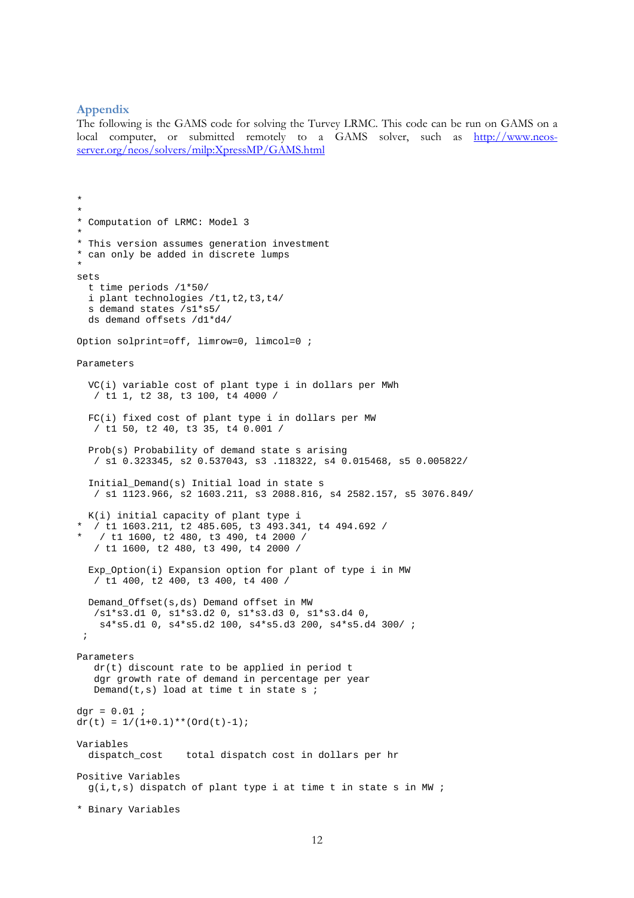## Appendix

The following is the GAMS code for solving the Turvey LRMC. This code can be run on GAMS on a local computer, or submitted remotely to a GAMS solver, such as [http://www.neos-server.org/neos/solvers/milp:XpressMP/GAMS.html](http://www.neos-server.org/neos/solvers/milp:XpressMP/GAMS.html)

```
*
*
* Computation of LRMC: Model 3
*
* This version assumes generation investment
* can only be added in discrete lumps
*
sets
  t time periods /1*50/
  i plant technologies /t1,t2,t3,t4/
  s demand states /s1*s5/
  ds demand offsets /d1*d4/

Option solprint=off, limrow=0, limcol=0 ;

Parameters

  VC(i) variable cost of plant type i in dollars per MWh
   / t1 1, t2 38, t3 100, t4 4000 /

  FC(i) fixed cost of plant type i in dollars per MW
   / t1 50, t2 40, t3 35, t4 0.001 /

  Prob(s) Probability of demand state s arising
   / s1 0.323345, s2 0.537043, s3 .118322, s4 0.015468, s5 0.005822/

  Initial_Demand(s) Initial load in state s
   / s1 1123.966, s2 1603.211, s3 2088.816, s4 2582.157, s5 3076.849/

  K(i) initial capacity of plant type i
*  / t1 1603.211, t2 485.605, t3 493.341, t4 494.692 /
*   / t1 1600, t2 480, t3 490, t4 2000 /
   / t1 1600, t2 480, t3 490, t4 2000 /

  Exp_Option(i) Expansion option for plant of type i in MW
   / t1 400, t2 400, t3 400, t4 400 /

  Demand_Offset(s,ds) Demand offset in MW
   /s1*s3.d1 0, s1*s3.d2 0, s1*s3.d3 0, s1*s3.d4 0,
    s4*s5.d1 0, s4*s5.d2 100, s4*s5.d3 200, s4*s5.d4 300/ ;
 ;

Parameters
   dr(t) discount rate to be applied in period t
   dgr growth rate of demand in percentage per year
   Demand(t,s) load at time t in state s ;

dgr = 0.01 ;
dr(t) = 1/(1+0.1)**(Ord(t)-1);

Variables
  dispatch_cost    total dispatch cost in dollars per hr

Positive Variables
  g(i,t,s) dispatch of plant type i at time t in state s in MW ;

* Binary Variables
```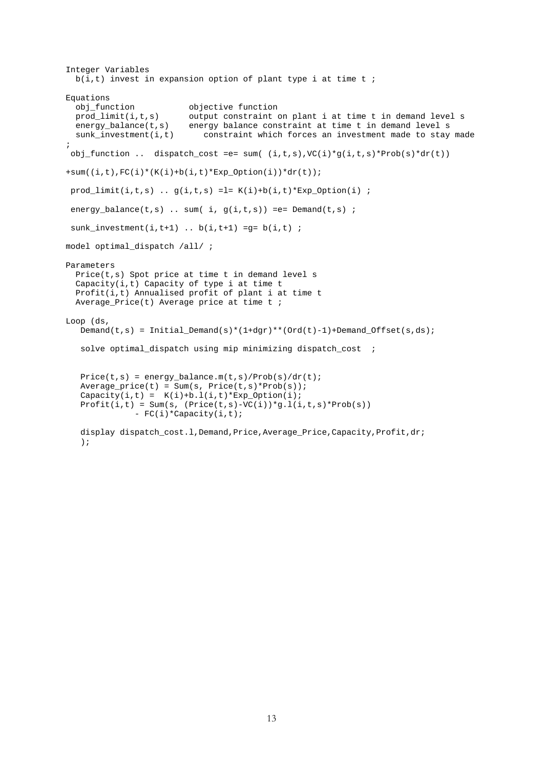```
Integer Variables
  b(i,t) invest in expansion option of plant type i at time t ;

Equations
  obj_function           objective function
  prod_limit(i,t,s)      output constraint on plant i at time t in demand level s
  energy_balance(t,s)    energy balance constraint at time t in demand level s
  sunk_investment(i,t)      constraint which forces an investment made to stay made
;
 obj_function ..  dispatch_cost =e= sum( (i,t,s),VC(i)*g(i,t,s)*Prob(s)*dr(t))

+sum((i,t),FC(i)*(K(i)+b(i,t)*Exp_Option(i))*dr(t));

 prod_limit(i,t,s) .. g(i,t,s) =l= K(i)+b(i,t)*Exp_Option(i) ;

 energy_balance(t,s) .. sum( i, g(i,t,s)) =e= Demand(t,s) ;

 sunk_investment(i,t+1) .. b(i,t+1) =g= b(i,t) ;

model optimal_dispatch /all/ ;

Parameters
  Price(t,s) Spot price at time t in demand level s
  Capacity(i,t) Capacity of type i at time t
  Profit(i,t) Annualised profit of plant i at time t
  Average_Price(t) Average price at time t ;

Loop (ds,
   Demand(t,s) = Initial_Demand(s)*(1+dgr)**(Ord(t)-1)+Demand_Offset(s,ds);

   solve optimal_dispatch using mip minimizing dispatch_cost  ;


   Price(t,s) = energy_balance.m(t,s)/Prob(s)/dr(t);
   Average_price(t) = Sum(s, Price(t,s)*Prob(s));
   Capacity(i,t) =  K(i)+b.l(i,t)*Exp_Option(i);
   Profit(i,t) = Sum(s, (Price(t,s)-VC(i))*g.l(i,t,s)*Prob(s))
              - FC(i)*Capacity(i,t);

   display dispatch_cost.l,Demand,Price,Average_Price,Capacity,Profit,dr;
   );
```